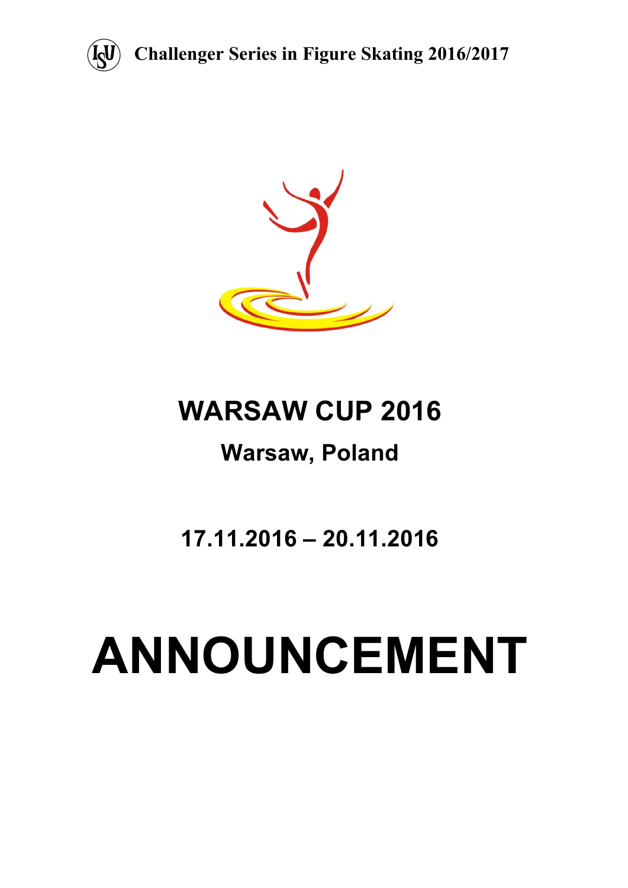**Challenger Series in Figure Skating 2016/2017**

# WARSAW CUP 2016

## Warsaw, Poland

## 17.11.2016 – 20.11.2016

# ANNOUNCEMENT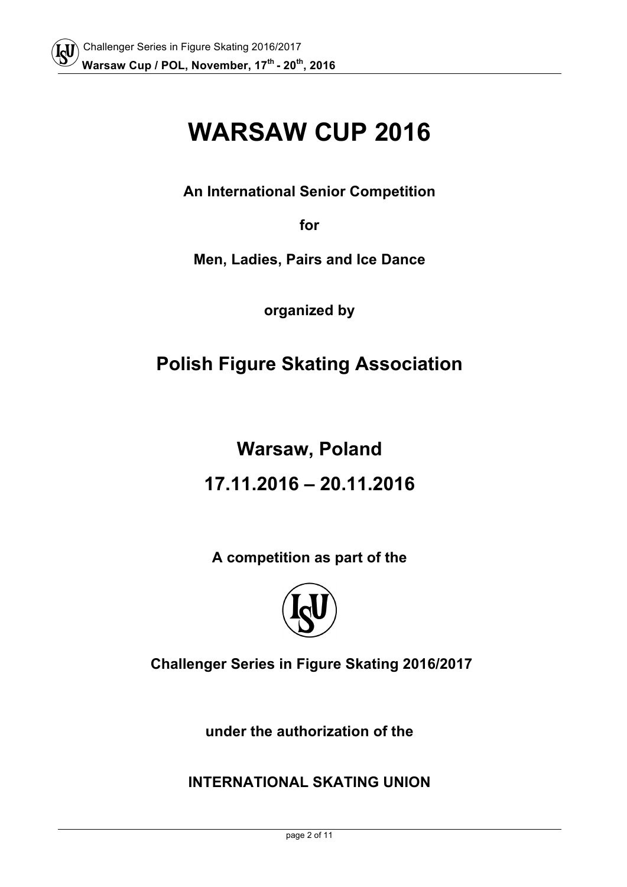# WARSAW CUP 2016

**An International Senior Competition**

**for**

**Men, Ladies, Pairs and Ice Dance**

**organized by**

## Polish Figure Skating Association

## Warsaw, Poland

## 17.11.2016 – 20.11.2016

**A competition as part of the**

**Challenger Series in Figure Skating 2016/2017**

**under the authorization of the**

**INTERNATIONAL SKATING UNION**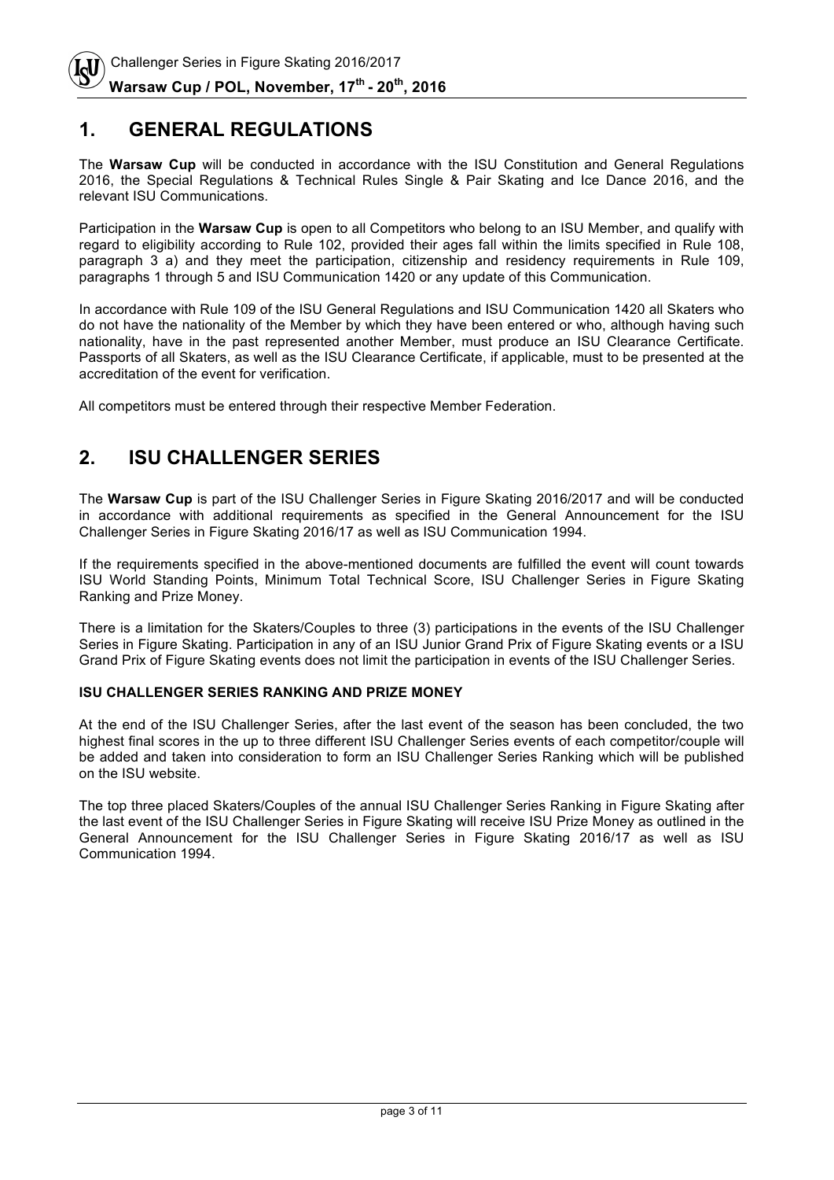## 1. GENERAL REGULATIONS

The **Warsaw Cup** will be conducted in accordance with the ISU Constitution and General Regulations 2016, the Special Regulations & Technical Rules Single & Pair Skating and Ice Dance 2016, and the relevant ISU Communications.

Participation in the **Warsaw Cup** is open to all Competitors who belong to an ISU Member, and qualify with regard to eligibility according to Rule 102, provided their ages fall within the limits specified in Rule 108, paragraph 3 a) and they meet the participation, citizenship and residency requirements in Rule 109, paragraphs 1 through 5 and ISU Communication 1420 or any update of this Communication.

In accordance with Rule 109 of the ISU General Regulations and ISU Communication 1420 all Skaters who do not have the nationality of the Member by which they have been entered or who, although having such nationality, have in the past represented another Member, must produce an ISU Clearance Certificate. Passports of all Skaters, as well as the ISU Clearance Certificate, if applicable, must to be presented at the accreditation of the event for verification.

All competitors must be entered through their respective Member Federation.

## 2. ISU CHALLENGER SERIES

The **Warsaw Cup** is part of the ISU Challenger Series in Figure Skating 2016/2017 and will be conducted in accordance with additional requirements as specified in the General Announcement for the ISU Challenger Series in Figure Skating 2016/17 as well as ISU Communication 1994.

If the requirements specified in the above-mentioned documents are fulfilled the event will count towards ISU World Standing Points, Minimum Total Technical Score, ISU Challenger Series in Figure Skating Ranking and Prize Money.

There is a limitation for the Skaters/Couples to three (3) participations in the events of the ISU Challenger Series in Figure Skating. Participation in any of an ISU Junior Grand Prix of Figure Skating events or a ISU Grand Prix of Figure Skating events does not limit the participation in events of the ISU Challenger Series.

**ISU CHALLENGER SERIES RANKING AND PRIZE MONEY**

At the end of the ISU Challenger Series, after the last event of the season has been concluded, the two highest final scores in the up to three different ISU Challenger Series events of each competitor/couple will be added and taken into consideration to form an ISU Challenger Series Ranking which will be published on the ISU website.

The top three placed Skaters/Couples of the annual ISU Challenger Series Ranking in Figure Skating after the last event of the ISU Challenger Series in Figure Skating will receive ISU Prize Money as outlined in the General Announcement for the ISU Challenger Series in Figure Skating 2016/17 as well as ISU Communication 1994.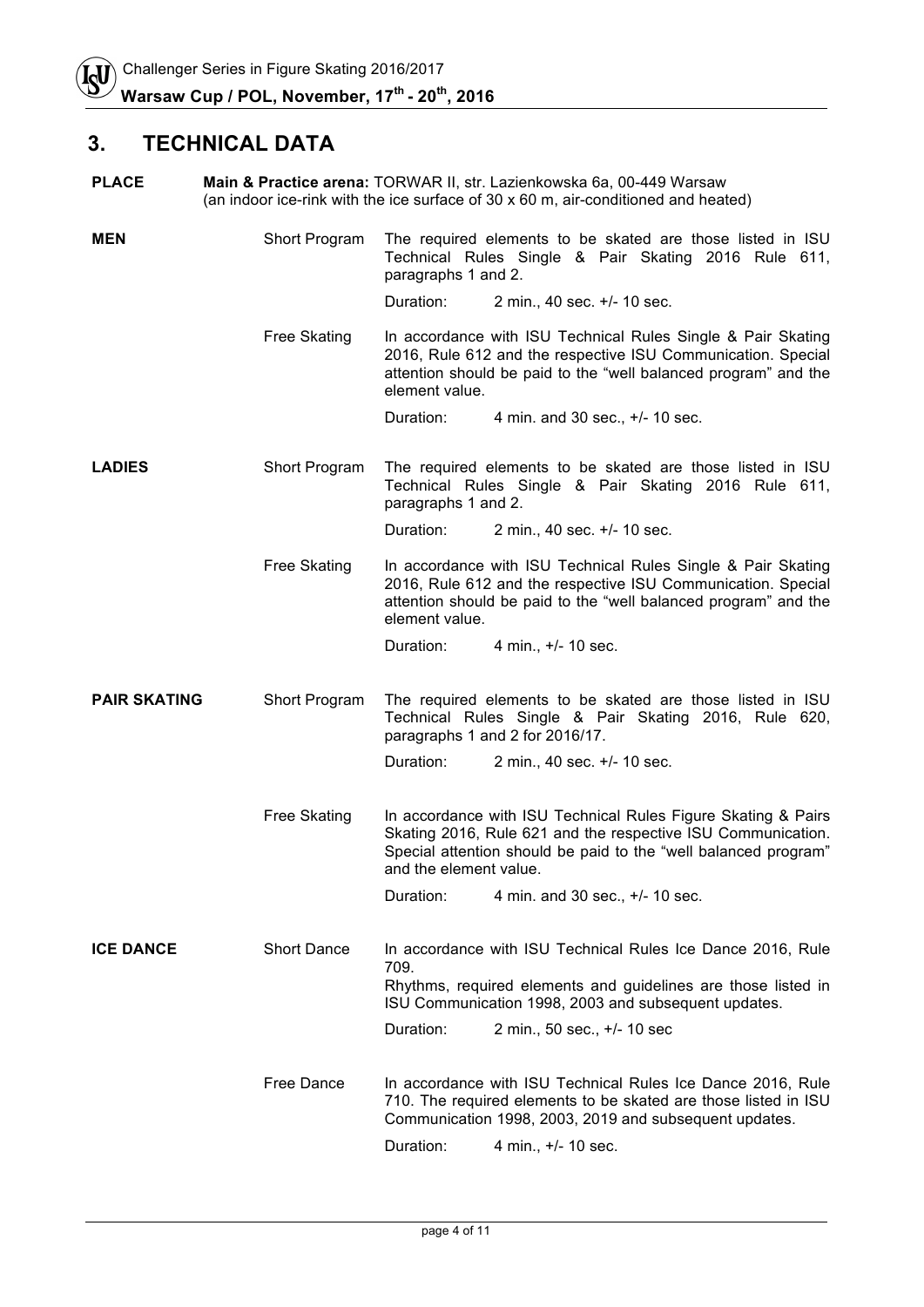## 3. TECHNICAL DATA

**PLACE** — **Main & Practice arena:** TORWAR II, str. Lazienkowska 6a, 00-449 Warsaw (an indoor ice-rink with the ice surface of 30 x 60 m, air-conditioned and heated)

| | | |
|---|---|---|
| **MEN** | Short Program | The required elements to be skated are those listed in ISU Technical Rules Single & Pair Skating 2016 Rule 611, paragraphs 1 and 2.<br>Duration: 2 min., 40 sec. +/- 10 sec. |
| | Free Skating | In accordance with ISU Technical Rules Single & Pair Skating 2016, Rule 612 and the respective ISU Communication. Special attention should be paid to the "well balanced program" and the element value.<br>Duration: 4 min. and 30 sec., +/- 10 sec. |
| **LADIES** | Short Program | The required elements to be skated are those listed in ISU Technical Rules Single & Pair Skating 2016 Rule 611, paragraphs 1 and 2.<br>Duration: 2 min., 40 sec. +/- 10 sec. |
| | Free Skating | In accordance with ISU Technical Rules Single & Pair Skating 2016, Rule 612 and the respective ISU Communication. Special attention should be paid to the "well balanced program" and the element value.<br>Duration: 4 min., +/- 10 sec. |
| **PAIR SKATING** | Short Program | The required elements to be skated are those listed in ISU Technical Rules Single & Pair Skating 2016, Rule 620, paragraphs 1 and 2 for 2016/17.<br>Duration: 2 min., 40 sec. +/- 10 sec. |
| | Free Skating | In accordance with ISU Technical Rules Figure Skating & Pairs Skating 2016, Rule 621 and the respective ISU Communication. Special attention should be paid to the "well balanced program" and the element value.<br>Duration: 4 min. and 30 sec., +/- 10 sec. |
| **ICE DANCE** | Short Dance | In accordance with ISU Technical Rules Ice Dance 2016, Rule 709.<br>Rhythms, required elements and guidelines are those listed in ISU Communication 1998, 2003 and subsequent updates.<br>Duration: 2 min., 50 sec., +/- 10 sec |
| | Free Dance | In accordance with ISU Technical Rules Ice Dance 2016, Rule 710. The required elements to be skated are those listed in ISU Communication 1998, 2003, 2019 and subsequent updates.<br>Duration: 4 min., +/- 10 sec. |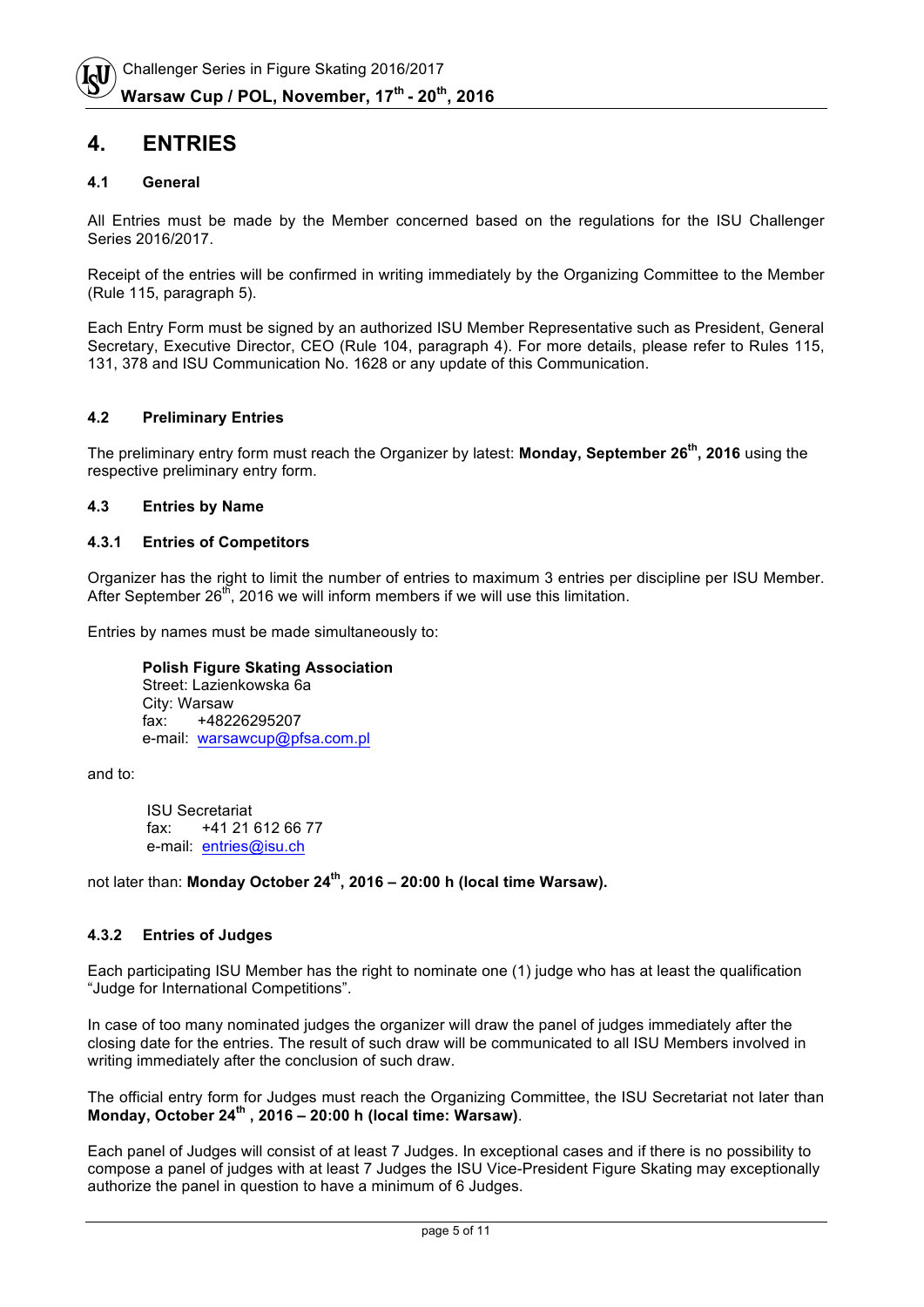# 4. ENTRIES

## 4.1 General

All Entries must be made by the Member concerned based on the regulations for the ISU Challenger Series 2016/2017.

Receipt of the entries will be confirmed in writing immediately by the Organizing Committee to the Member (Rule 115, paragraph 5).

Each Entry Form must be signed by an authorized ISU Member Representative such as President, General Secretary, Executive Director, CEO (Rule 104, paragraph 4). For more details, please refer to Rules 115, 131, 378 and ISU Communication No. 1628 or any update of this Communication.

## 4.2 Preliminary Entries

The preliminary entry form must reach the Organizer by latest: **Monday, September 26th, 2016** using the respective preliminary entry form.

## 4.3 Entries by Name

### 4.3.1 Entries of Competitors

Organizer has the right to limit the number of entries to maximum 3 entries per discipline per ISU Member. After September 26th, 2016 we will inform members if we will use this limitation.

Entries by names must be made simultaneously to:

**Polish Figure Skating Association**
Street: Lazienkowska 6a
City: Warsaw
fax: +48226295207
e-mail: warsawcup@pfsa.com.pl

and to:

ISU Secretariat
fax: +41 21 612 66 77
e-mail: entries@isu.ch

not later than: **Monday October 24th, 2016 – 20:00 h (local time Warsaw).**

### 4.3.2 Entries of Judges

Each participating ISU Member has the right to nominate one (1) judge who has at least the qualification "Judge for International Competitions".

In case of too many nominated judges the organizer will draw the panel of judges immediately after the closing date for the entries. The result of such draw will be communicated to all ISU Members involved in writing immediately after the conclusion of such draw.

The official entry form for Judges must reach the Organizing Committee, the ISU Secretariat not later than **Monday, October 24th , 2016 – 20:00 h (local time: Warsaw)**.

Each panel of Judges will consist of at least 7 Judges. In exceptional cases and if there is no possibility to compose a panel of judges with at least 7 Judges the ISU Vice-President Figure Skating may exceptionally authorize the panel in question to have a minimum of 6 Judges.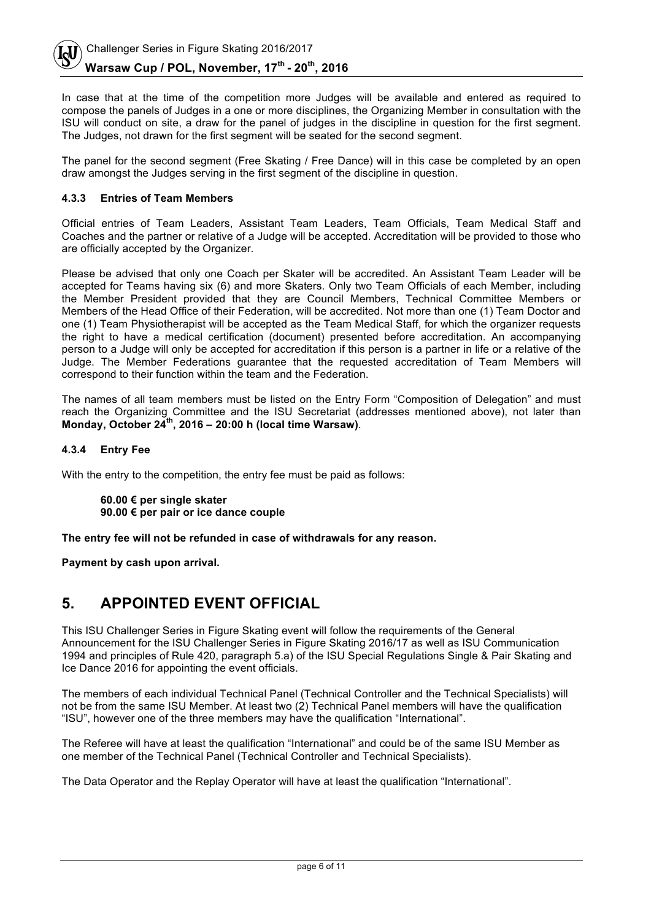In case that at the time of the competition more Judges will be available and entered as required to compose the panels of Judges in a one or more disciplines, the Organizing Member in consultation with the ISU will conduct on site, a draw for the panel of judges in the discipline in question for the first segment. The Judges, not drawn for the first segment will be seated for the second segment.

The panel for the second segment (Free Skating / Free Dance) will in this case be completed by an open draw amongst the Judges serving in the first segment of the discipline in question.

#### 4.3.3 Entries of Team Members

Official entries of Team Leaders, Assistant Team Leaders, Team Officials, Team Medical Staff and Coaches and the partner or relative of a Judge will be accepted. Accreditation will be provided to those who are officially accepted by the Organizer.

Please be advised that only one Coach per Skater will be accredited. An Assistant Team Leader will be accepted for Teams having six (6) and more Skaters. Only two Team Officials of each Member, including the Member President provided that they are Council Members, Technical Committee Members or Members of the Head Office of their Federation, will be accredited. Not more than one (1) Team Doctor and one (1) Team Physiotherapist will be accepted as the Team Medical Staff, for which the organizer requests the right to have a medical certification (document) presented before accreditation. An accompanying person to a Judge will only be accepted for accreditation if this person is a partner in life or a relative of the Judge. The Member Federations guarantee that the requested accreditation of Team Members will correspond to their function within the team and the Federation.

The names of all team members must be listed on the Entry Form "Composition of Delegation" and must reach the Organizing Committee and the ISU Secretariat (addresses mentioned above), not later than **Monday, October 24th, 2016 – 20:00 h (local time Warsaw)**.

#### 4.3.4 Entry Fee

With the entry to the competition, the entry fee must be paid as follows:

**60.00 € per single skater**
**90.00 € per pair or ice dance couple**

**The entry fee will not be refunded in case of withdrawals for any reason.**

**Payment by cash upon arrival.**

## 5. APPOINTED EVENT OFFICIAL

This ISU Challenger Series in Figure Skating event will follow the requirements of the General Announcement for the ISU Challenger Series in Figure Skating 2016/17 as well as ISU Communication 1994 and principles of Rule 420, paragraph 5.a) of the ISU Special Regulations Single & Pair Skating and Ice Dance 2016 for appointing the event officials.

The members of each individual Technical Panel (Technical Controller and the Technical Specialists) will not be from the same ISU Member. At least two (2) Technical Panel members will have the qualification "ISU", however one of the three members may have the qualification "International".

The Referee will have at least the qualification "International" and could be of the same ISU Member as one member of the Technical Panel (Technical Controller and Technical Specialists).

The Data Operator and the Replay Operator will have at least the qualification "International".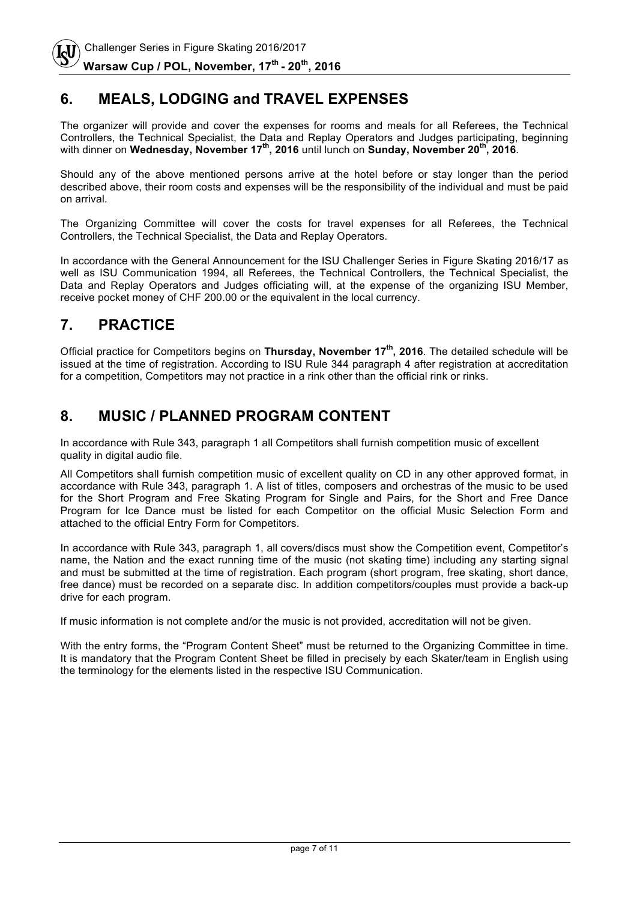## 6. MEALS, LODGING and TRAVEL EXPENSES

The organizer will provide and cover the expenses for rooms and meals for all Referees, the Technical Controllers, the Technical Specialist, the Data and Replay Operators and Judges participating, beginning with dinner on **Wednesday, November 17th, 2016** until lunch on **Sunday, November 20th, 2016**.

Should any of the above mentioned persons arrive at the hotel before or stay longer than the period described above, their room costs and expenses will be the responsibility of the individual and must be paid on arrival.

The Organizing Committee will cover the costs for travel expenses for all Referees, the Technical Controllers, the Technical Specialist, the Data and Replay Operators.

In accordance with the General Announcement for the ISU Challenger Series in Figure Skating 2016/17 as well as ISU Communication 1994, all Referees, the Technical Controllers, the Technical Specialist, the Data and Replay Operators and Judges officiating will, at the expense of the organizing ISU Member, receive pocket money of CHF 200.00 or the equivalent in the local currency.

## 7. PRACTICE

Official practice for Competitors begins on **Thursday, November 17th, 2016**. The detailed schedule will be issued at the time of registration. According to ISU Rule 344 paragraph 4 after registration at accreditation for a competition, Competitors may not practice in a rink other than the official rink or rinks.

## 8. MUSIC / PLANNED PROGRAM CONTENT

In accordance with Rule 343, paragraph 1 all Competitors shall furnish competition music of excellent quality in digital audio file.

All Competitors shall furnish competition music of excellent quality on CD in any other approved format, in accordance with Rule 343, paragraph 1. A list of titles, composers and orchestras of the music to be used for the Short Program and Free Skating Program for Single and Pairs, for the Short and Free Dance Program for Ice Dance must be listed for each Competitor on the official Music Selection Form and attached to the official Entry Form for Competitors.

In accordance with Rule 343, paragraph 1, all covers/discs must show the Competition event, Competitor's name, the Nation and the exact running time of the music (not skating time) including any starting signal and must be submitted at the time of registration. Each program (short program, free skating, short dance, free dance) must be recorded on a separate disc. In addition competitors/couples must provide a back-up drive for each program.

If music information is not complete and/or the music is not provided, accreditation will not be given.

With the entry forms, the "Program Content Sheet" must be returned to the Organizing Committee in time. It is mandatory that the Program Content Sheet be filled in precisely by each Skater/team in English using the terminology for the elements listed in the respective ISU Communication.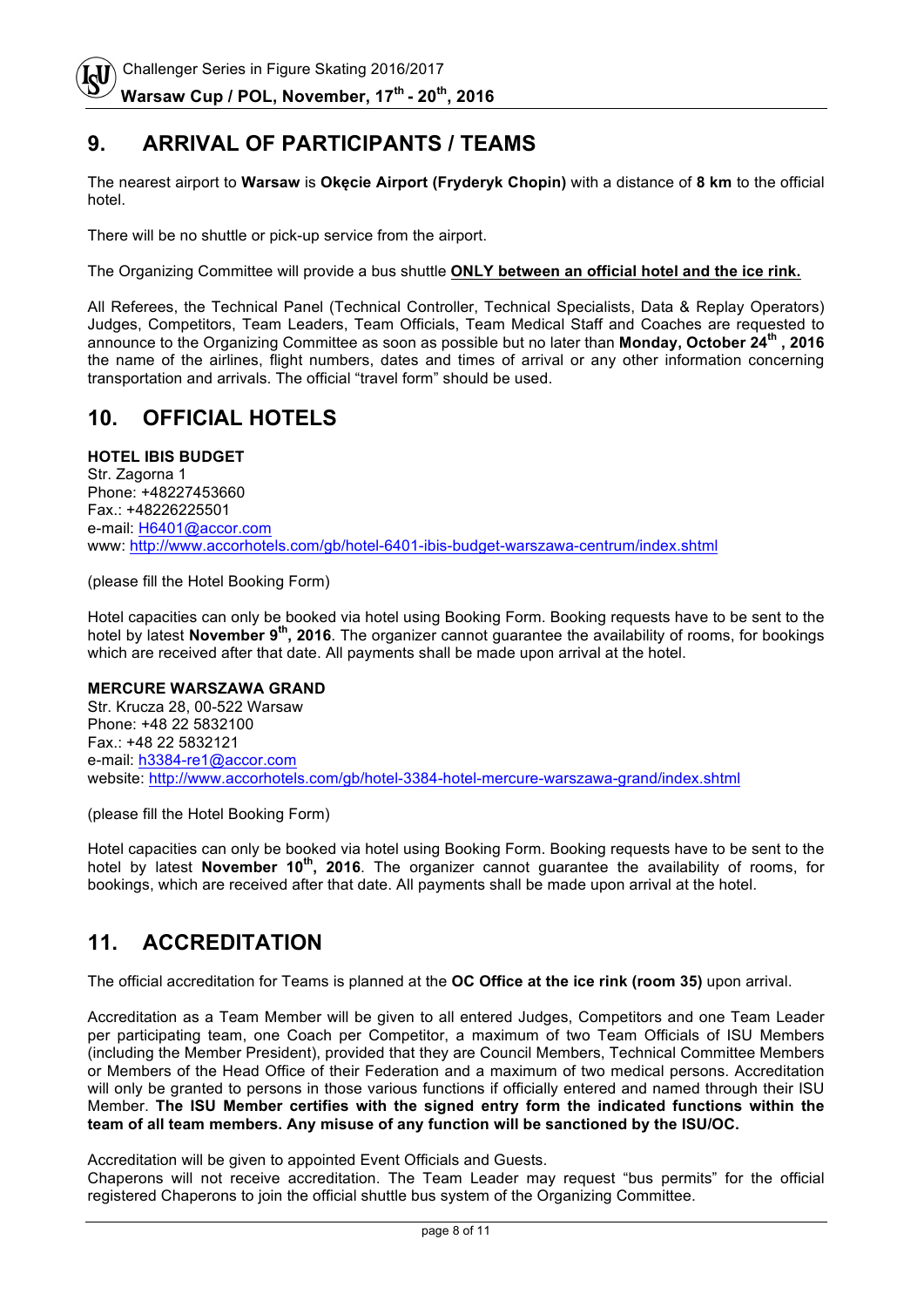## 9. ARRIVAL OF PARTICIPANTS / TEAMS

The nearest airport to **Warsaw** is **Okęcie Airport (Fryderyk Chopin)** with a distance of **8 km** to the official hotel.

There will be no shuttle or pick-up service from the airport.

The Organizing Committee will provide a bus shuttle **ONLY between an official hotel and the ice rink.**

All Referees, the Technical Panel (Technical Controller, Technical Specialists, Data & Replay Operators) Judges, Competitors, Team Leaders, Team Officials, Team Medical Staff and Coaches are requested to announce to the Organizing Committee as soon as possible but no later than **Monday, October 24th , 2016** the name of the airlines, flight numbers, dates and times of arrival or any other information concerning transportation and arrivals. The official "travel form" should be used.

## 10. OFFICIAL HOTELS

**HOTEL IBIS BUDGET**
Str. Zagorna 1
Phone: +48227453660
Fax.: +48226225501
e-mail: H6401@accor.com
www: http://www.accorhotels.com/gb/hotel-6401-ibis-budget-warszawa-centrum/index.shtml

(please fill the Hotel Booking Form)

Hotel capacities can only be booked via hotel using Booking Form. Booking requests have to be sent to the hotel by latest **November 9th, 2016**. The organizer cannot guarantee the availability of rooms, for bookings which are received after that date. All payments shall be made upon arrival at the hotel.

**MERCURE WARSZAWA GRAND**
Str. Krucza 28, 00-522 Warsaw
Phone: +48 22 5832100
Fax.: +48 22 5832121
e-mail: h3384-re1@accor.com
website: http://www.accorhotels.com/gb/hotel-3384-hotel-mercure-warszawa-grand/index.shtml

(please fill the Hotel Booking Form)

Hotel capacities can only be booked via hotel using Booking Form. Booking requests have to be sent to the hotel by latest **November 10th, 2016**. The organizer cannot guarantee the availability of rooms, for bookings, which are received after that date. All payments shall be made upon arrival at the hotel.

## 11. ACCREDITATION

The official accreditation for Teams is planned at the **OC Office at the ice rink (room 35)** upon arrival.

Accreditation as a Team Member will be given to all entered Judges, Competitors and one Team Leader per participating team, one Coach per Competitor, a maximum of two Team Officials of ISU Members (including the Member President), provided that they are Council Members, Technical Committee Members or Members of the Head Office of their Federation and a maximum of two medical persons. Accreditation will only be granted to persons in those various functions if officially entered and named through their ISU Member. **The ISU Member certifies with the signed entry form the indicated functions within the team of all team members. Any misuse of any function will be sanctioned by the ISU/OC.**

Accreditation will be given to appointed Event Officials and Guests.
Chaperons will not receive accreditation. The Team Leader may request "bus permits" for the official registered Chaperons to join the official shuttle bus system of the Organizing Committee.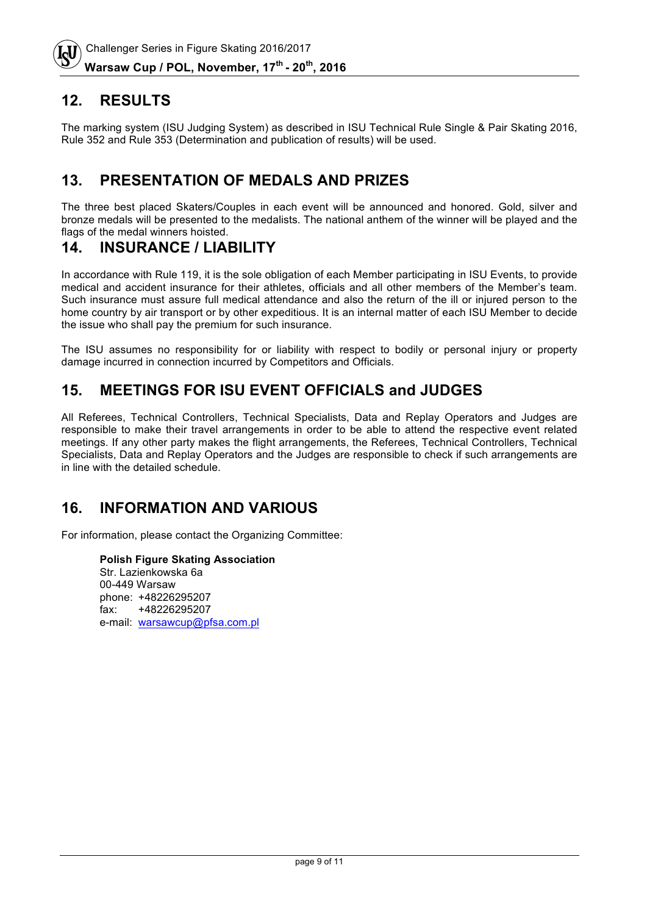## 12. RESULTS

The marking system (ISU Judging System) as described in ISU Technical Rule Single & Pair Skating 2016, Rule 352 and Rule 353 (Determination and publication of results) will be used.

## 13. PRESENTATION OF MEDALS AND PRIZES

The three best placed Skaters/Couples in each event will be announced and honored. Gold, silver and bronze medals will be presented to the medalists. The national anthem of the winner will be played and the flags of the medal winners hoisted.

## 14. INSURANCE / LIABILITY

In accordance with Rule 119, it is the sole obligation of each Member participating in ISU Events, to provide medical and accident insurance for their athletes, officials and all other members of the Member's team. Such insurance must assure full medical attendance and also the return of the ill or injured person to the home country by air transport or by other expeditious. It is an internal matter of each ISU Member to decide the issue who shall pay the premium for such insurance.

The ISU assumes no responsibility for or liability with respect to bodily or personal injury or property damage incurred in connection incurred by Competitors and Officials.

## 15. MEETINGS FOR ISU EVENT OFFICIALS and JUDGES

All Referees, Technical Controllers, Technical Specialists, Data and Replay Operators and Judges are responsible to make their travel arrangements in order to be able to attend the respective event related meetings. If any other party makes the flight arrangements, the Referees, Technical Controllers, Technical Specialists, Data and Replay Operators and the Judges are responsible to check if such arrangements are in line with the detailed schedule.

## 16. INFORMATION AND VARIOUS

For information, please contact the Organizing Committee:

**Polish Figure Skating Association**
Str. Lazienkowska 6a
00-449 Warsaw
phone: +48226295207
fax: +48226295207
e-mail: warsawcup@pfsa.com.pl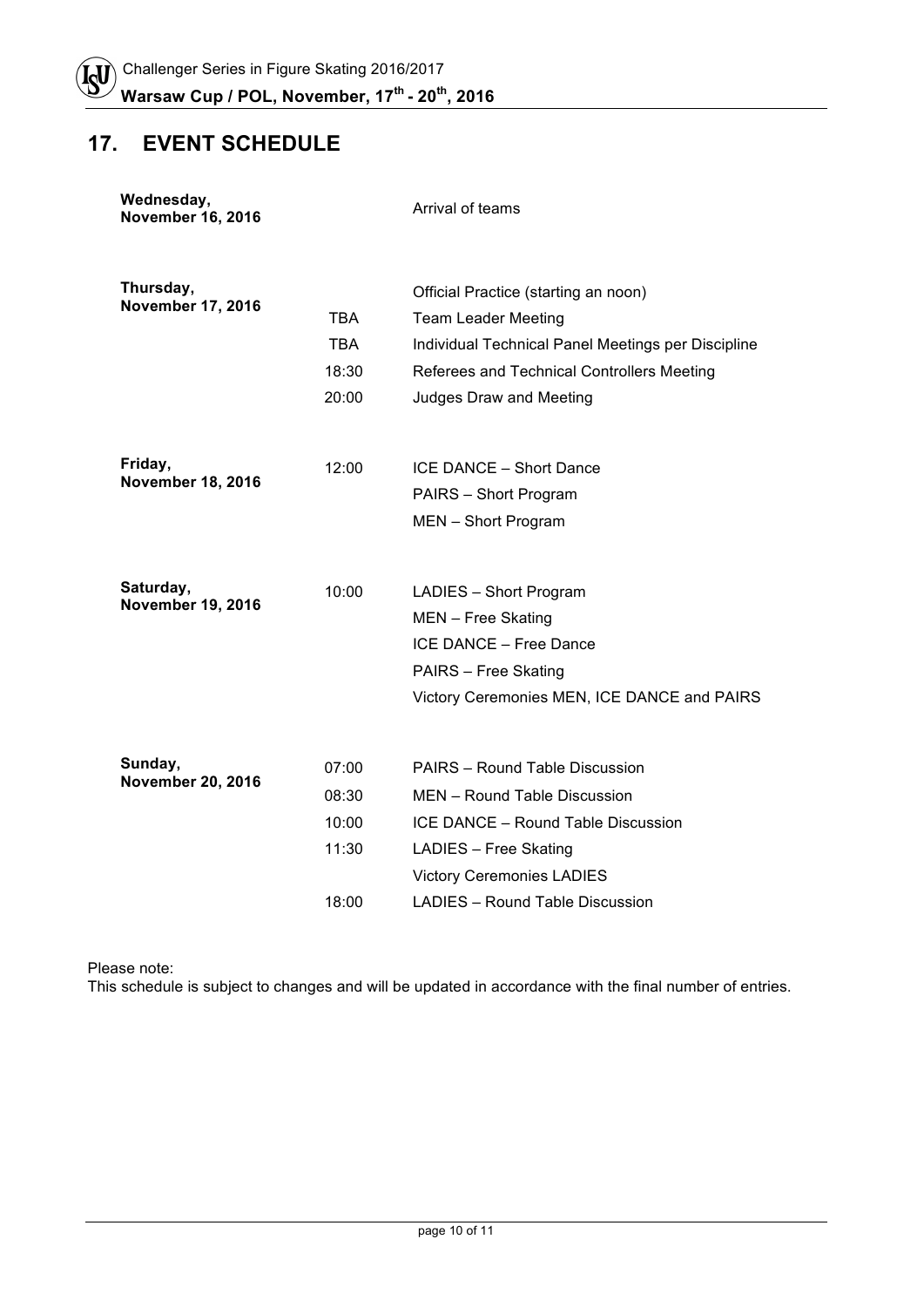## 17. EVENT SCHEDULE

| | | |
|---|---|---|
| **Wednesday, November 16, 2016** | | Arrival of teams |
| **Thursday, November 17, 2016** | | Official Practice (starting an noon) |
| | TBA | Team Leader Meeting |
| | TBA | Individual Technical Panel Meetings per Discipline |
| | 18:30 | Referees and Technical Controllers Meeting |
| | 20:00 | Judges Draw and Meeting |
| **Friday, November 18, 2016** | 12:00 | ICE DANCE – Short Dance |
| | | PAIRS – Short Program |
| | | MEN – Short Program |
| **Saturday, November 19, 2016** | 10:00 | LADIES – Short Program |
| | | MEN – Free Skating |
| | | ICE DANCE – Free Dance |
| | | PAIRS – Free Skating |
| | | Victory Ceremonies MEN, ICE DANCE and PAIRS |
| **Sunday, November 20, 2016** | 07:00 | PAIRS – Round Table Discussion |
| | 08:30 | MEN – Round Table Discussion |
| | 10:00 | ICE DANCE – Round Table Discussion |
| | 11:30 | LADIES – Free Skating |
| | | Victory Ceremonies LADIES |
| | 18:00 | LADIES – Round Table Discussion |

Please note:
This schedule is subject to changes and will be updated in accordance with the final number of entries.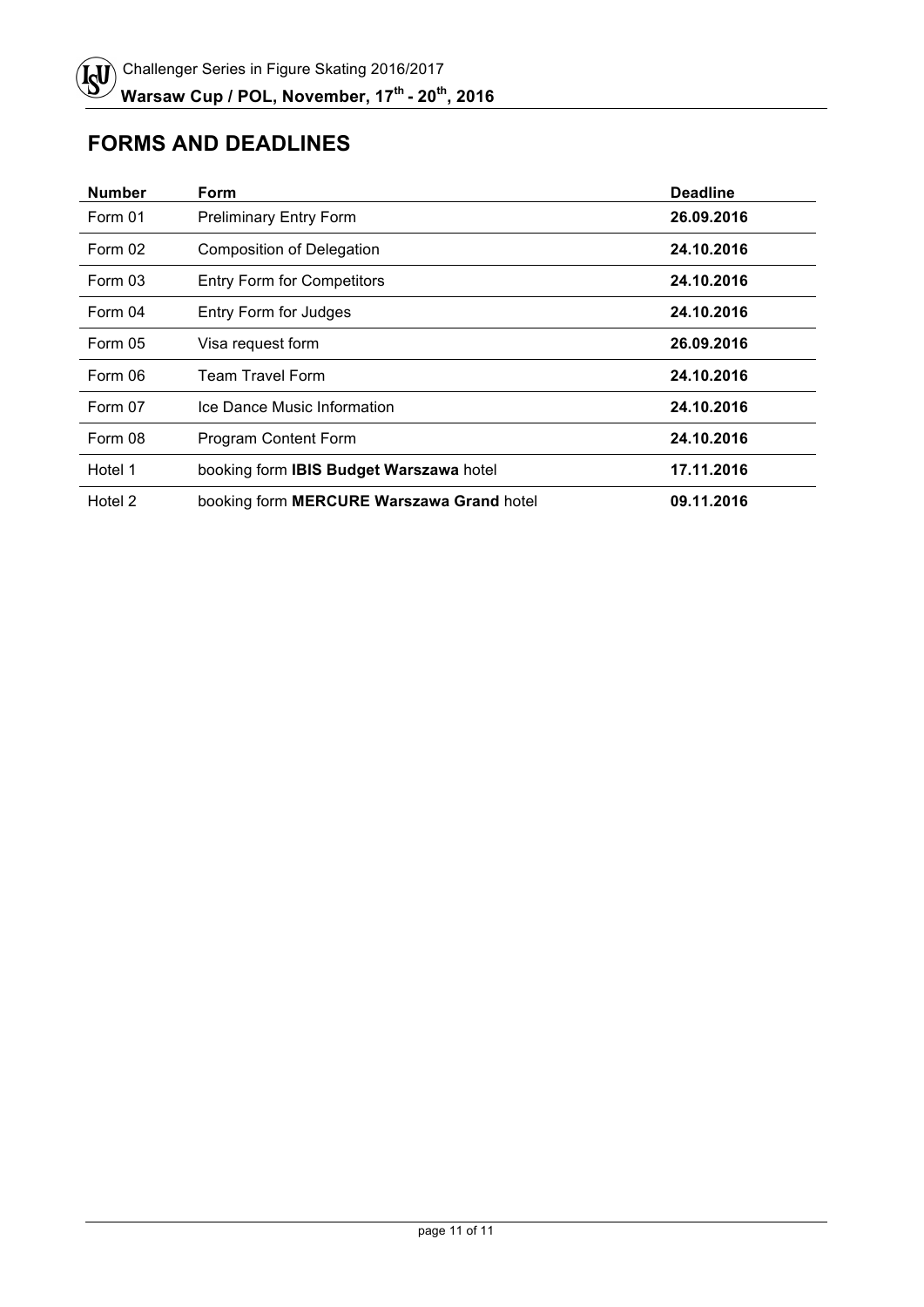## FORMS AND DEADLINES

| Number | Form | Deadline |
|---|---|---|
| Form 01 | Preliminary Entry Form | **26.09.2016** |
| Form 02 | Composition of Delegation | **24.10.2016** |
| Form 03 | Entry Form for Competitors | **24.10.2016** |
| Form 04 | Entry Form for Judges | **24.10.2016** |
| Form 05 | Visa request form | **26.09.2016** |
| Form 06 | Team Travel Form | **24.10.2016** |
| Form 07 | Ice Dance Music Information | **24.10.2016** |
| Form 08 | Program Content Form | **24.10.2016** |
| Hotel 1 | booking form **IBIS Budget Warszawa** hotel | **17.11.2016** |
| Hotel 2 | booking form **MERCURE Warszawa Grand** hotel | **09.11.2016** |